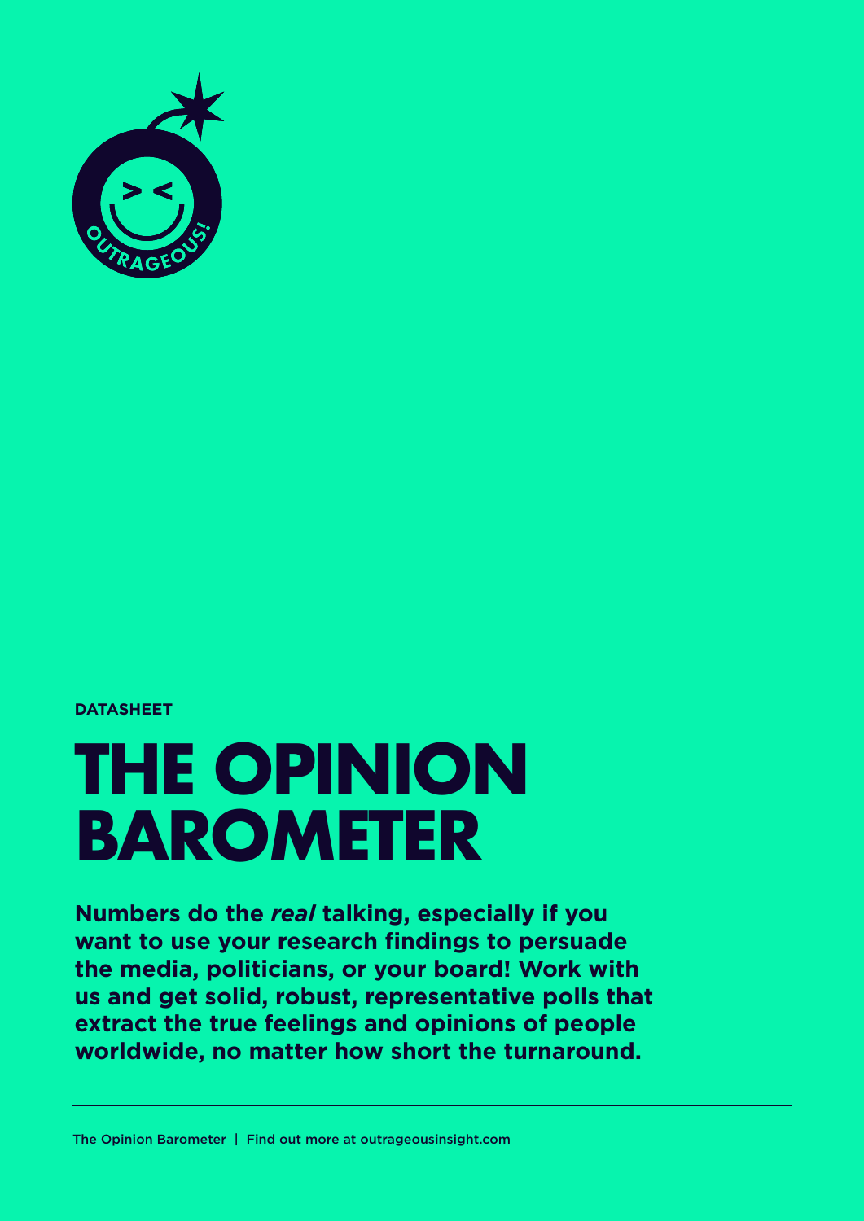DATASHEET

# THE OPINION BAROMETER

**Numbers do the *real* talking, especially if you want to use your research findings to persuade the media, politicians, or your board! Work with us and get solid, robust, representative polls that extract the true feelings and opinions of people worldwide, no matter how short the turnaround.**

---

The Opinion Barometer | Find out more at outrageousinsight.com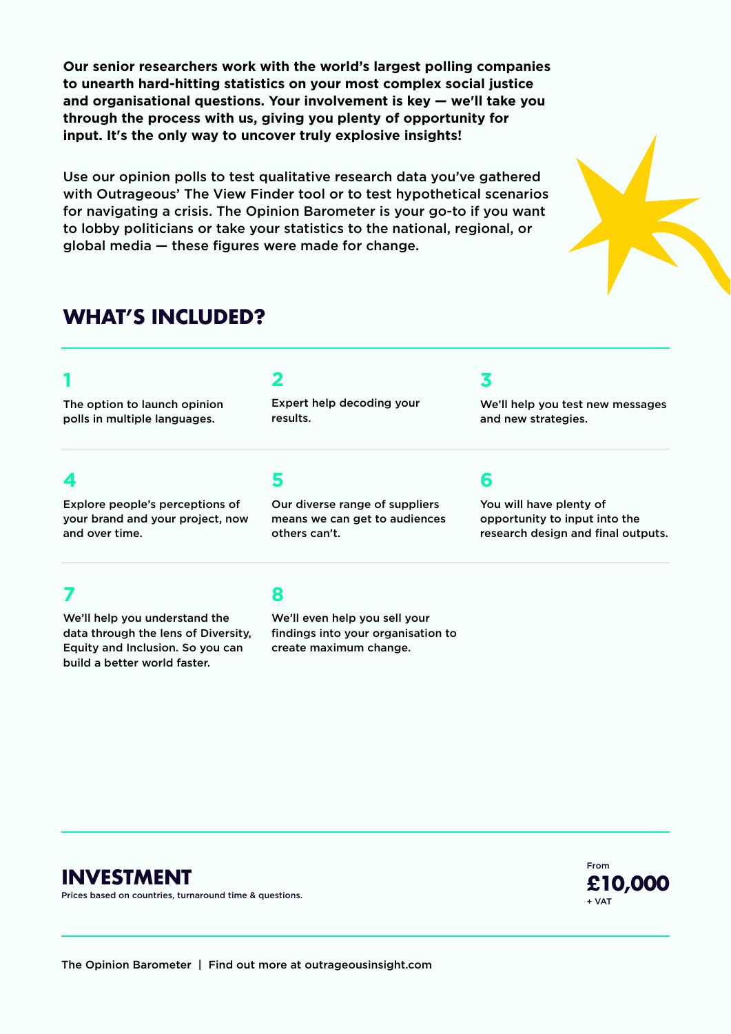**Our senior researchers work with the world's largest polling companies to unearth hard-hitting statistics on your most complex social justice and organisational questions. Your involvement is key — we'll take you through the process with us, giving you plenty of opportunity for input. It's the only way to uncover truly explosive insights!**

Use our opinion polls to test qualitative research data you've gathered with Outrageous' The View Finder tool or to test hypothetical scenarios for navigating a crisis. The Opinion Barometer is your go-to if you want to lobby politicians or take your statistics to the national, regional, or global media — these figures were made for change.

## WHAT'S INCLUDED?

**1**

The option to launch opinion polls in multiple languages.

**2**

Expert help decoding your results.

**3**

We'll help you test new messages and new strategies.

**4**

Explore people's perceptions of your brand and your project, now and over time.

**5**

Our diverse range of suppliers means we can get to audiences others can't.

**6**

You will have plenty of opportunity to input into the research design and final outputs.

**7**

We'll help you understand the data through the lens of Diversity, Equity and Inclusion. So you can build a better world faster.

**8**

We'll even help you sell your findings into your organisation to create maximum change.

## INVESTMENT

Prices based on countries, turnaround time & questions.

From
**£10,000**
+ VAT

The Opinion Barometer | Find out more at outrageousinsight.com